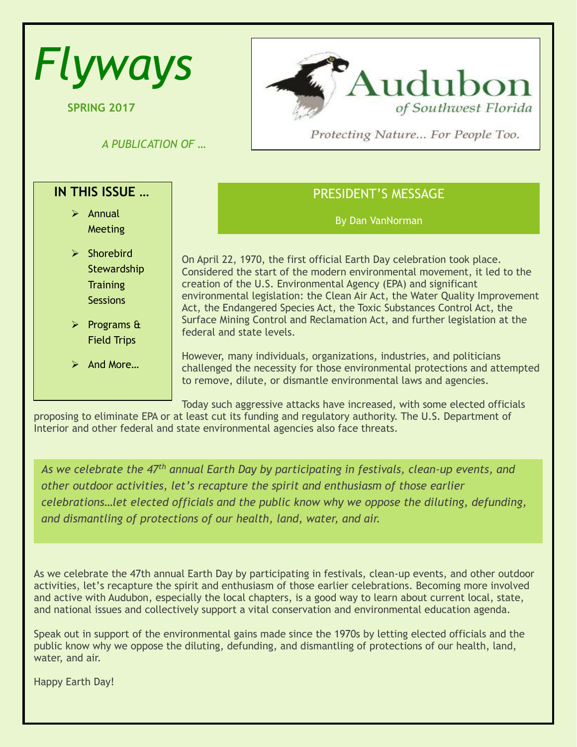# *Flyways*

**SPRING 2017**

*A PUBLICATION OF …*

Audubon of Southwest Florida

Protecting Nature... For People Too.

**IN THIS ISSUE …**

- Annual Meeting
- Shorebird Stewardship Training Sessions
- Programs & Field Trips
- And More…

## PRESIDENT'S MESSAGE

By Dan VanNorman

On April 22, 1970, the first official Earth Day celebration took place. Considered the start of the modern environmental movement, it led to the creation of the U.S. Environmental Agency (EPA) and significant environmental legislation: the Clean Air Act, the Water Quality Improvement Act, the Endangered Species Act, the Toxic Substances Control Act, the Surface Mining Control and Reclamation Act, and further legislation at the federal and state levels.

However, many individuals, organizations, industries, and politicians challenged the necessity for those environmental protections and attempted to remove, dilute, or dismantle environmental laws and agencies.

Today such aggressive attacks have increased, with some elected officials proposing to eliminate EPA or at least cut its funding and regulatory authority. The U.S. Department of Interior and other federal and state environmental agencies also face threats.

*As we celebrate the 47th annual Earth Day by participating in festivals, clean-up events, and other outdoor activities, let's recapture the spirit and enthusiasm of those earlier celebrations…let elected officials and the public know why we oppose the diluting, defunding, and dismantling of protections of our health, land, water, and air.*

As we celebrate the 47th annual Earth Day by participating in festivals, clean-up events, and other outdoor activities, let's recapture the spirit and enthusiasm of those earlier celebrations. Becoming more involved and active with Audubon, especially the local chapters, is a good way to learn about current local, state, and national issues and collectively support a vital conservation and environmental education agenda.

Speak out in support of the environmental gains made since the 1970s by letting elected officials and the public know why we oppose the diluting, defunding, and dismantling of protections of our health, land, water, and air.

Happy Earth Day!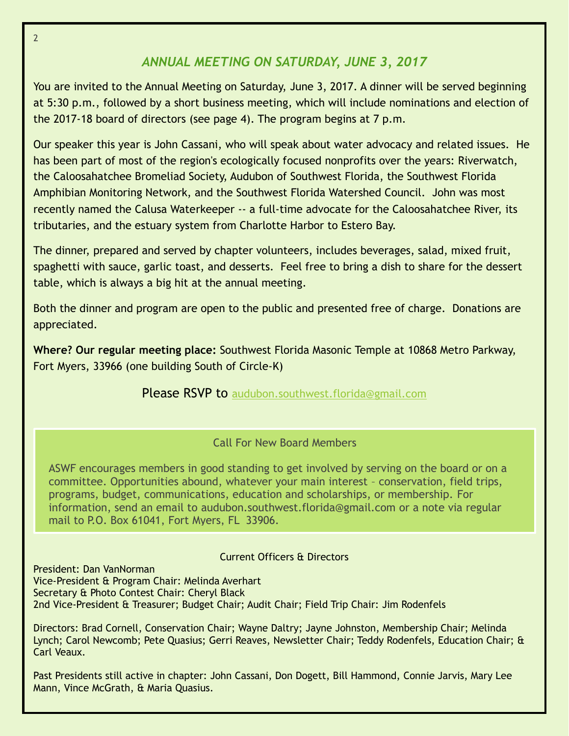## ANNUAL MEETING ON SATURDAY, JUNE 3, 2017

You are invited to the Annual Meeting on Saturday, June 3, 2017. A dinner will be served beginning at 5:30 p.m., followed by a short business meeting, which will include nominations and election of the 2017-18 board of directors (see page 4). The program begins at 7 p.m.

Our speaker this year is John Cassani, who will speak about water advocacy and related issues. He has been part of most of the region's ecologically focused nonprofits over the years: Riverwatch, the Caloosahatchee Bromeliad Society, Audubon of Southwest Florida, the Southwest Florida Amphibian Monitoring Network, and the Southwest Florida Watershed Council. John was most recently named the Calusa Waterkeeper -- a full-time advocate for the Caloosahatchee River, its tributaries, and the estuary system from Charlotte Harbor to Estero Bay.

The dinner, prepared and served by chapter volunteers, includes beverages, salad, mixed fruit, spaghetti with sauce, garlic toast, and desserts. Feel free to bring a dish to share for the dessert table, which is always a big hit at the annual meeting.

Both the dinner and program are open to the public and presented free of charge. Donations are appreciated.

**Where? Our regular meeting place:** Southwest Florida Masonic Temple at 10868 Metro Parkway, Fort Myers, 33966 (one building South of Circle-K)

Please RSVP to audubon.southwest.florida@gmail.com

### Call For New Board Members

ASWF encourages members in good standing to get involved by serving on the board or on a committee. Opportunities abound, whatever your main interest – conservation, field trips, programs, budget, communications, education and scholarships, or membership. For information, send an email to audubon.southwest.florida@gmail.com or a note via regular mail to P.O. Box 61041, Fort Myers, FL 33906.

### Current Officers & Directors

President: Dan VanNorman
Vice-President & Program Chair: Melinda Averhart
Secretary & Photo Contest Chair: Cheryl Black
2nd Vice-President & Treasurer; Budget Chair; Audit Chair; Field Trip Chair: Jim Rodenfels

Directors: Brad Cornell, Conservation Chair; Wayne Daltry; Jayne Johnston, Membership Chair; Melinda Lynch; Carol Newcomb; Pete Quasius; Gerri Reaves, Newsletter Chair; Teddy Rodenfels, Education Chair; & Carl Veaux.

Past Presidents still active in chapter: John Cassani, Don Dogett, Bill Hammond, Connie Jarvis, Mary Lee Mann, Vince McGrath, & Maria Quasius.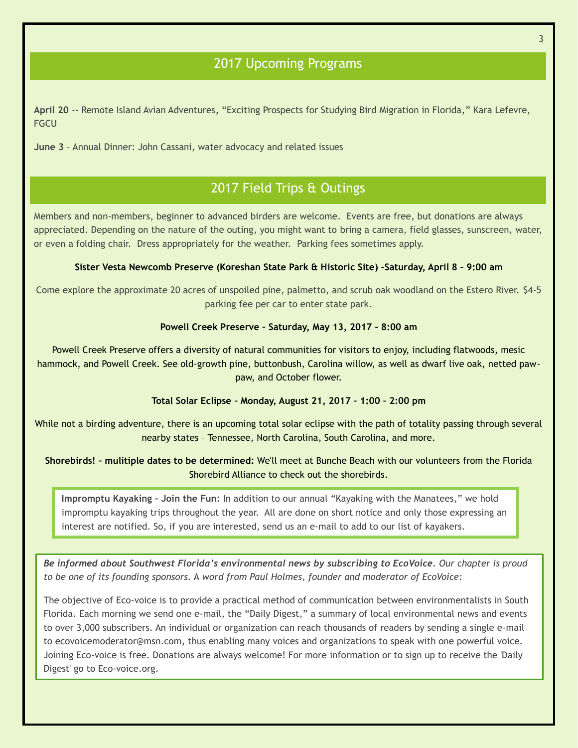## 2017 Upcoming Programs

**April 20** -- Remote Island Avian Adventures, "Exciting Prospects for Studying Bird Migration in Florida," Kara Lefevre, FGCU

**June 3** – Annual Dinner: John Cassani, water advocacy and related issues

## 2017 Field Trips & Outings

Members and non-members, beginner to advanced birders are welcome. Events are free, but donations are always appreciated. Depending on the nature of the outing, you might want to bring a camera, field glasses, sunscreen, water, or even a folding chair. Dress appropriately for the weather. Parking fees sometimes apply.

**Sister Vesta Newcomb Preserve (Koreshan State Park & Historic Site) -Saturday, April 8 – 9:00 am**

Come explore the approximate 20 acres of unspoiled pine, palmetto, and scrub oak woodland on the Estero River. $4-5 parking fee per car to enter state park.

**Powell Creek Preserve – Saturday, May 13, 2017 – 8:00 am**

Powell Creek Preserve offers a diversity of natural communities for visitors to enjoy, including flatwoods, mesic hammock, and Powell Creek. See old-growth pine, buttonbush, Carolina willow, as well as dwarf live oak, netted paw-paw, and October flower.

**Total Solar Eclipse – Monday, August 21, 2017 – 1:00 – 2:00 pm**

While not a birding adventure, there is an upcoming total solar eclipse with the path of totality passing through several nearby states – Tennessee, North Carolina, South Carolina, and more.

**Shorebirds! – mulitiple dates to be determined:** We'll meet at Bunche Beach with our volunteers from the Florida Shorebird Alliance to check out the shorebirds.

**Impromptu Kayaking – Join the Fun:** In addition to our annual "Kayaking with the Manatees," we hold impromptu kayaking trips throughout the year. All are done on short notice and only those expressing an interest are notified. So, if you are interested, send us an e-mail to add to our list of kayakers.

***Be informed about Southwest Florida's environmental news by subscribing to EcoVoice****. Our chapter is proud to be one of its founding sponsors.* A word from Paul Holmes, founder and moderator of EcoVoice:

The objective of Eco-voice is to provide a practical method of communication between environmentalists in South Florida. Each morning we send one e-mail, the "Daily Digest," a summary of local environmental news and events to over 3,000 subscribers. An individual or organization can reach thousands of readers by sending a single e-mail to ecovoicemoderator@msn.com, thus enabling many voices and organizations to speak with one powerful voice. Joining Eco-voice is free. Donations are always welcome! For more information or to sign up to receive the 'Daily Digest' go to Eco-voice.org.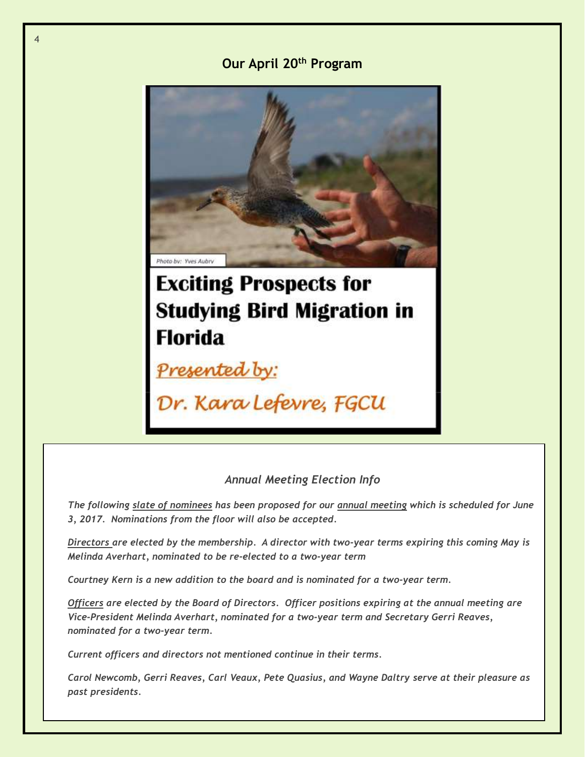## Our April 20th Program

Photo by: Yves Aubry

# Exciting Prospects for Studying Bird Migration in Florida

*Presented by:*

*Dr. Kara Lefevre, FGCU*

### *Annual Meeting Election Info*

***The following slate of nominees has been proposed for our annual meeting which is scheduled for June 3, 2017. Nominations from the floor will also be accepted.***

***Directors are elected by the membership. A director with two-year terms expiring this coming May is Melinda Averhart, nominated to be re-elected to a two-year term***

***Courtney Kern is a new addition to the board and is nominated for a two-year term.***

***Officers are elected by the Board of Directors. Officer positions expiring at the annual meeting are Vice-President Melinda Averhart, nominated for a two-year term and Secretary Gerri Reaves, nominated for a two-year term.***

***Current officers and directors not mentioned continue in their terms.***

***Carol Newcomb, Gerri Reaves, Carl Veaux, Pete Quasius, and Wayne Daltry serve at their pleasure as past presidents.***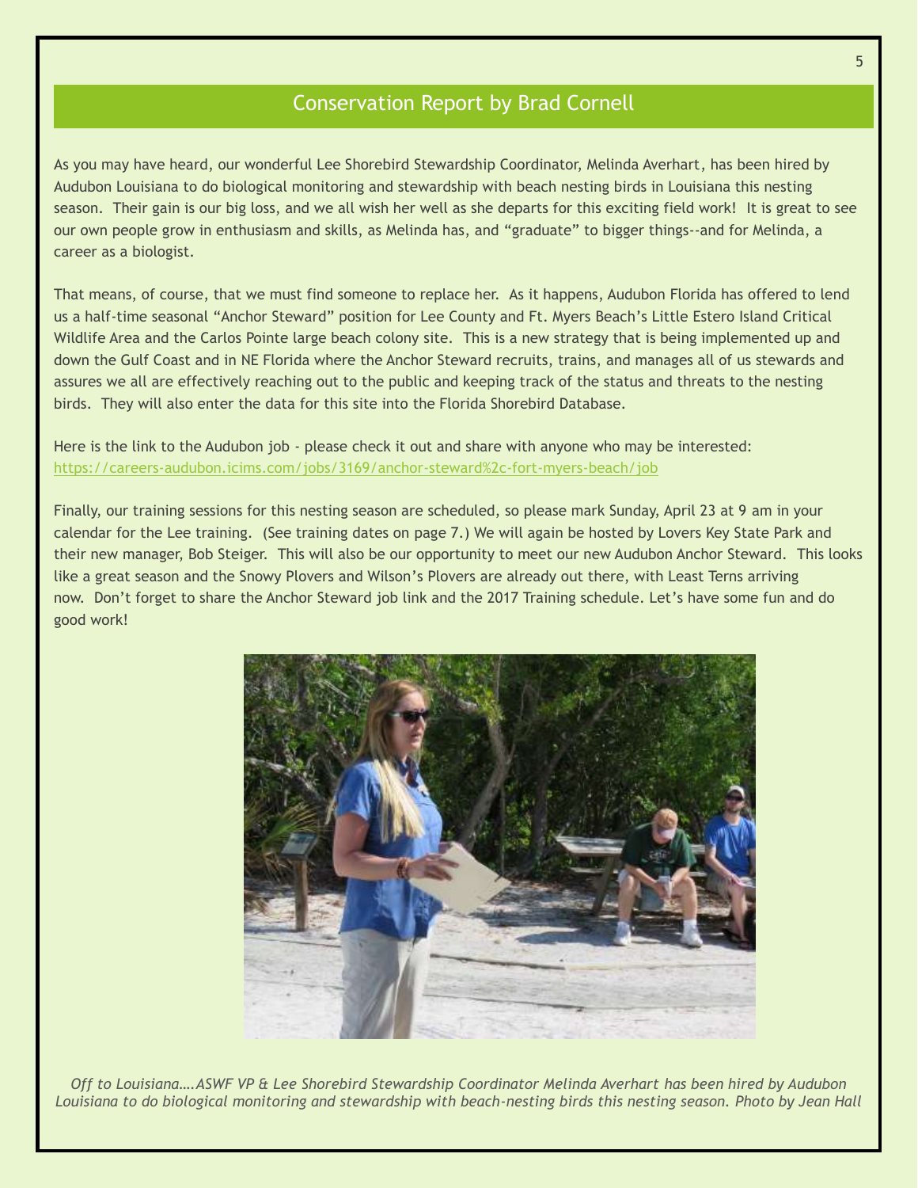## Conservation Report by Brad Cornell

As you may have heard, our wonderful Lee Shorebird Stewardship Coordinator, Melinda Averhart, has been hired by Audubon Louisiana to do biological monitoring and stewardship with beach nesting birds in Louisiana this nesting season. Their gain is our big loss, and we all wish her well as she departs for this exciting field work! It is great to see our own people grow in enthusiasm and skills, as Melinda has, and "graduate" to bigger things--and for Melinda, a career as a biologist.

That means, of course, that we must find someone to replace her. As it happens, Audubon Florida has offered to lend us a half-time seasonal "Anchor Steward" position for Lee County and Ft. Myers Beach's Little Estero Island Critical Wildlife Area and the Carlos Pointe large beach colony site. This is a new strategy that is being implemented up and down the Gulf Coast and in NE Florida where the Anchor Steward recruits, trains, and manages all of us stewards and assures we all are effectively reaching out to the public and keeping track of the status and threats to the nesting birds. They will also enter the data for this site into the Florida Shorebird Database.

Here is the link to the Audubon job - please check it out and share with anyone who may be interested: https://careers-audubon.icims.com/jobs/3169/anchor-steward%2c-fort-myers-beach/job

Finally, our training sessions for this nesting season are scheduled, so please mark Sunday, April 23 at 9 am in your calendar for the Lee training. (See training dates on page 7.) We will again be hosted by Lovers Key State Park and their new manager, Bob Steiger. This will also be our opportunity to meet our new Audubon Anchor Steward. This looks like a great season and the Snowy Plovers and Wilson's Plovers are already out there, with Least Terns arriving now. Don't forget to share the Anchor Steward job link and the 2017 Training schedule. Let's have some fun and do good work!

*Off to Louisiana….ASWF VP & Lee Shorebird Stewardship Coordinator Melinda Averhart has been hired by Audubon Louisiana to do biological monitoring and stewardship with beach-nesting birds this nesting season. Photo by Jean Hall*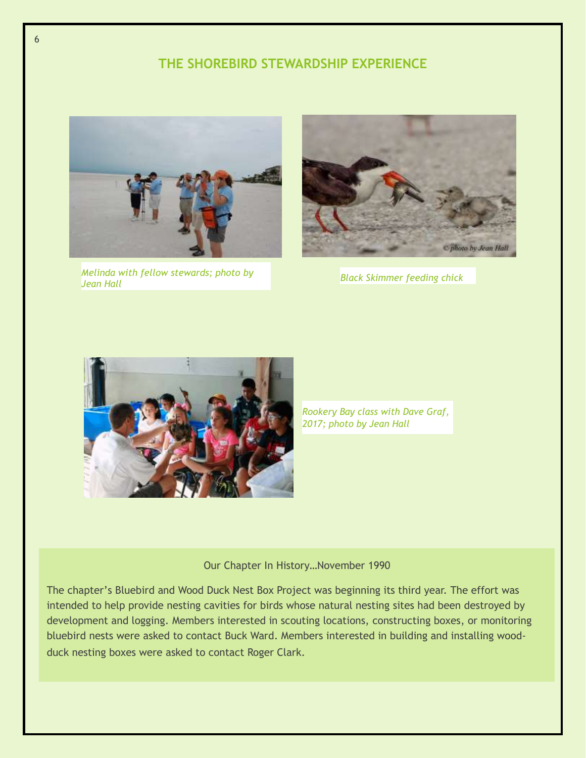## THE SHOREBIRD STEWARDSHIP EXPERIENCE

*Melinda with fellow stewards; photo by Jean Hall*

*Black Skimmer feeding chick*

*Rookery Bay class with Dave Graf, 2017; photo by Jean Hall*

Our Chapter In History…November 1990

The chapter's Bluebird and Wood Duck Nest Box Project was beginning its third year. The effort was intended to help provide nesting cavities for birds whose natural nesting sites had been destroyed by development and logging. Members interested in scouting locations, constructing boxes, or monitoring bluebird nests were asked to contact Buck Ward. Members interested in building and installing wood-duck nesting boxes were asked to contact Roger Clark.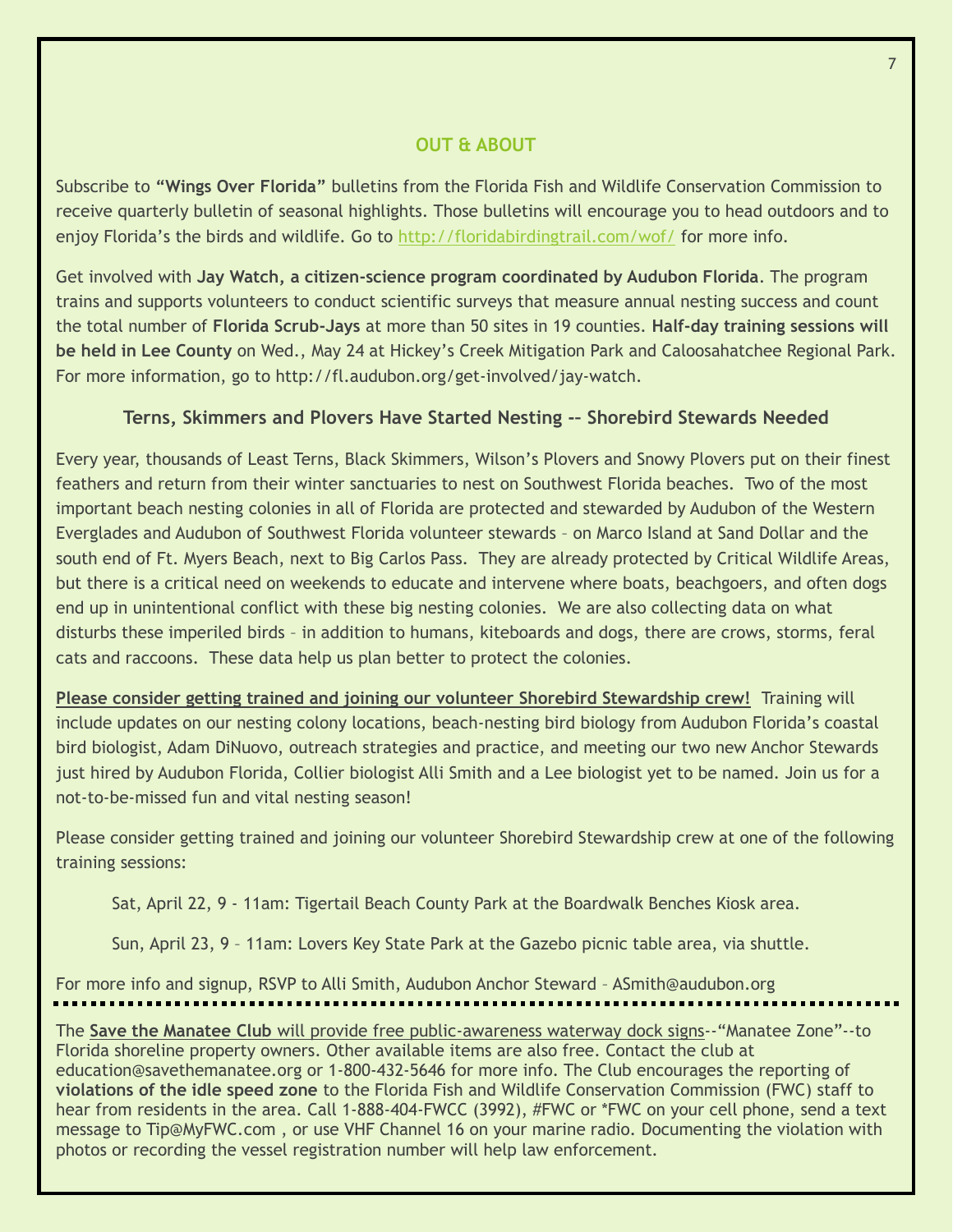## OUT & ABOUT

Subscribe to **"Wings Over Florida"** bulletins from the Florida Fish and Wildlife Conservation Commission to receive quarterly bulletin of seasonal highlights. Those bulletins will encourage you to head outdoors and to enjoy Florida's the birds and wildlife. Go to http://floridabirdingtrail.com/wof/ for more info.

Get involved with **Jay Watch, a citizen-science program coordinated by Audubon Florida**. The program trains and supports volunteers to conduct scientific surveys that measure annual nesting success and count the total number of **Florida Scrub-Jays** at more than 50 sites in 19 counties. **Half-day training sessions will be held in Lee County** on Wed., May 24 at Hickey's Creek Mitigation Park and Caloosahatchee Regional Park. For more information, go to http://fl.audubon.org/get-involved/jay-watch.

### Terns, Skimmers and Plovers Have Started Nesting -- Shorebird Stewards Needed

Every year, thousands of Least Terns, Black Skimmers, Wilson's Plovers and Snowy Plovers put on their finest feathers and return from their winter sanctuaries to nest on Southwest Florida beaches. Two of the most important beach nesting colonies in all of Florida are protected and stewarded by Audubon of the Western Everglades and Audubon of Southwest Florida volunteer stewards – on Marco Island at Sand Dollar and the south end of Ft. Myers Beach, next to Big Carlos Pass. They are already protected by Critical Wildlife Areas, but there is a critical need on weekends to educate and intervene where boats, beachgoers, and often dogs end up in unintentional conflict with these big nesting colonies. We are also collecting data on what disturbs these imperiled birds – in addition to humans, kiteboards and dogs, there are crows, storms, feral cats and raccoons. These data help us plan better to protect the colonies.

**Please consider getting trained and joining our volunteer Shorebird Stewardship crew!** Training will include updates on our nesting colony locations, beach-nesting bird biology from Audubon Florida's coastal bird biologist, Adam DiNuovo, outreach strategies and practice, and meeting our two new Anchor Stewards just hired by Audubon Florida, Collier biologist Alli Smith and a Lee biologist yet to be named. Join us for a not-to-be-missed fun and vital nesting season!

Please consider getting trained and joining our volunteer Shorebird Stewardship crew at one of the following training sessions:

Sat, April 22, 9 - 11am: Tigertail Beach County Park at the Boardwalk Benches Kiosk area.

Sun, April 23, 9 – 11am: Lovers Key State Park at the Gazebo picnic table area, via shuttle.

For more info and signup, RSVP to Alli Smith, Audubon Anchor Steward – ASmith@audubon.org

---

The **Save the Manatee Club** will provide free public-awareness waterway dock signs--"Manatee Zone"--to Florida shoreline property owners. Other available items are also free. Contact the club at education@savethemanatee.org or 1-800-432-5646 for more info. The Club encourages the reporting of **violations of the idle speed zone** to the Florida Fish and Wildlife Conservation Commission (FWC) staff to hear from residents in the area. Call 1-888-404-FWCC (3992), #FWC or *FWC on your cell phone, send a text message to Tip@MyFWC.com , or use VHF Channel 16 on your marine radio. Documenting the violation with photos or recording the vessel registration number will help law enforcement.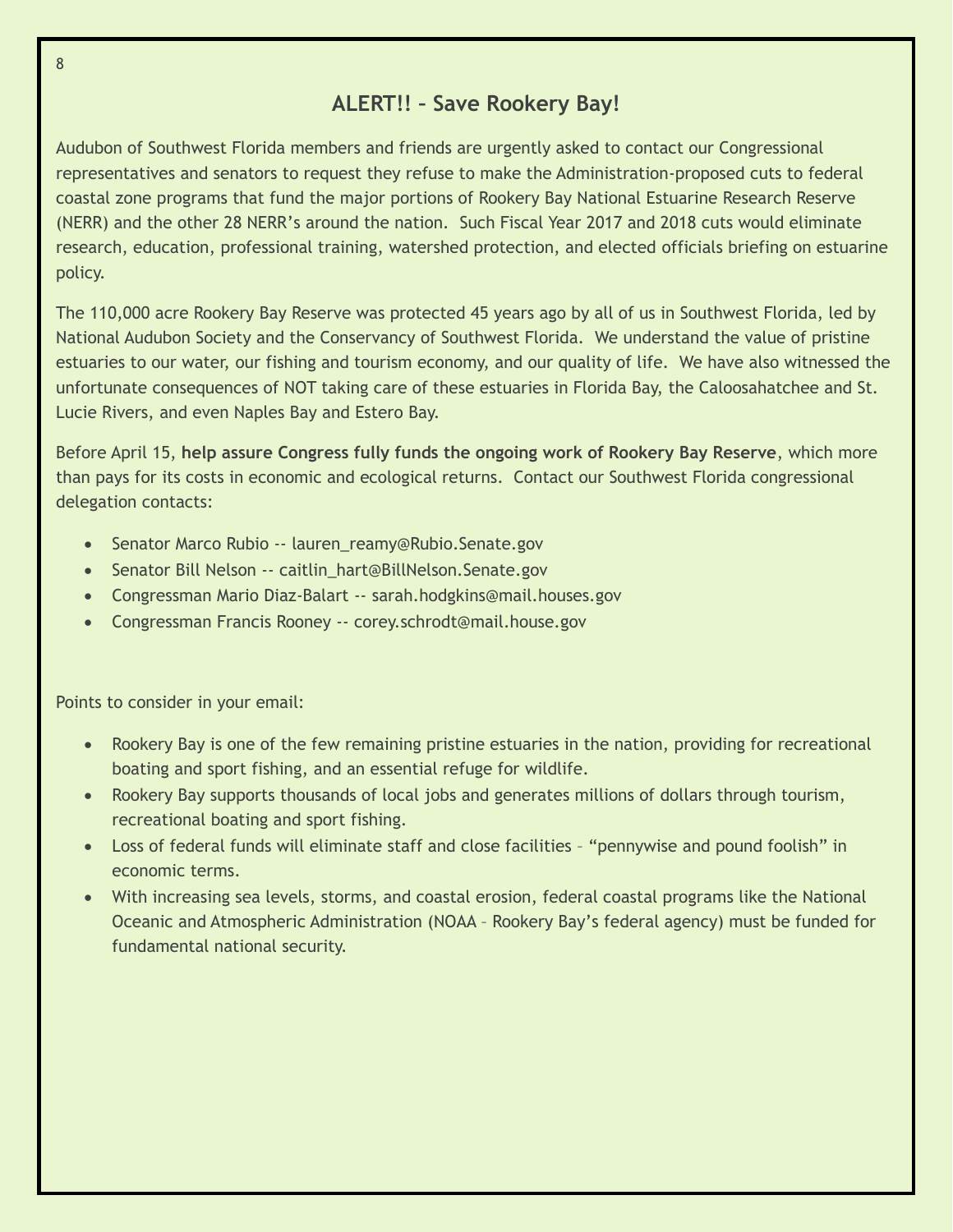# ALERT!! – Save Rookery Bay!

Audubon of Southwest Florida members and friends are urgently asked to contact our Congressional representatives and senators to request they refuse to make the Administration-proposed cuts to federal coastal zone programs that fund the major portions of Rookery Bay National Estuarine Research Reserve (NERR) and the other 28 NERR's around the nation. Such Fiscal Year 2017 and 2018 cuts would eliminate research, education, professional training, watershed protection, and elected officials briefing on estuarine policy.

The 110,000 acre Rookery Bay Reserve was protected 45 years ago by all of us in Southwest Florida, led by National Audubon Society and the Conservancy of Southwest Florida. We understand the value of pristine estuaries to our water, our fishing and tourism economy, and our quality of life. We have also witnessed the unfortunate consequences of NOT taking care of these estuaries in Florida Bay, the Caloosahatchee and St. Lucie Rivers, and even Naples Bay and Estero Bay.

Before April 15, **help assure Congress fully funds the ongoing work of Rookery Bay Reserve**, which more than pays for its costs in economic and ecological returns. Contact our Southwest Florida congressional delegation contacts:

- Senator Marco Rubio -- lauren_reamy@Rubio.Senate.gov
- Senator Bill Nelson -- caitlin_hart@BillNelson.Senate.gov
- Congressman Mario Diaz-Balart -- sarah.hodgkins@mail.houses.gov
- Congressman Francis Rooney -- corey.schrodt@mail.house.gov

Points to consider in your email:

- Rookery Bay is one of the few remaining pristine estuaries in the nation, providing for recreational boating and sport fishing, and an essential refuge for wildlife.
- Rookery Bay supports thousands of local jobs and generates millions of dollars through tourism, recreational boating and sport fishing.
- Loss of federal funds will eliminate staff and close facilities – "pennywise and pound foolish" in economic terms.
- With increasing sea levels, storms, and coastal erosion, federal coastal programs like the National Oceanic and Atmospheric Administration (NOAA – Rookery Bay's federal agency) must be funded for fundamental national security.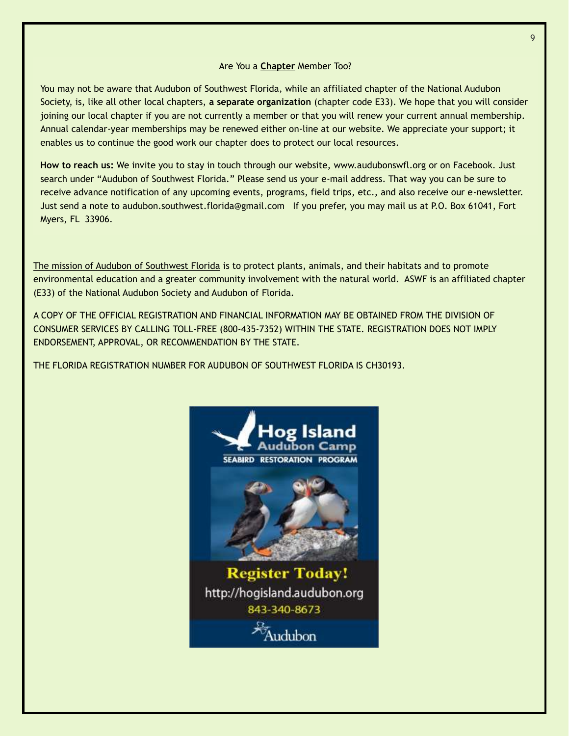## Are You a **Chapter** Member Too?

You may not be aware that Audubon of Southwest Florida, while an affiliated chapter of the National Audubon Society, is, like all other local chapters, **a separate organization** (chapter code E33). We hope that you will consider joining our local chapter if you are not currently a member or that you will renew your current annual membership. Annual calendar-year memberships may be renewed either on-line at our website. We appreciate your support; it enables us to continue the good work our chapter does to protect our local resources.

**How to reach us:** We invite you to stay in touch through our website, www.audubonswfl.org or on Facebook. Just search under "Audubon of Southwest Florida." Please send us your e-mail address. That way you can be sure to receive advance notification of any upcoming events, programs, field trips, etc., and also receive our e-newsletter. Just send a note to audubon.southwest.florida@gmail.com If you prefer, you may mail us at P.O. Box 61041, Fort Myers, FL 33906.

The mission of Audubon of Southwest Florida is to protect plants, animals, and their habitats and to promote environmental education and a greater community involvement with the natural world. ASWF is an affiliated chapter (E33) of the National Audubon Society and Audubon of Florida.

A COPY OF THE OFFICIAL REGISTRATION AND FINANCIAL INFORMATION MAY BE OBTAINED FROM THE DIVISION OF CONSUMER SERVICES BY CALLING TOLL-FREE (800-435-7352) WITHIN THE STATE. REGISTRATION DOES NOT IMPLY ENDORSEMENT, APPROVAL, OR RECOMMENDATION BY THE STATE.

THE FLORIDA REGISTRATION NUMBER FOR AUDUBON OF SOUTHWEST FLORIDA IS CH30193.

Hog Island Audubon Camp

SEABIRD RESTORATION PROGRAM

**Register Today!**

http://hogisland.audubon.org

843-340-8673

Audubon